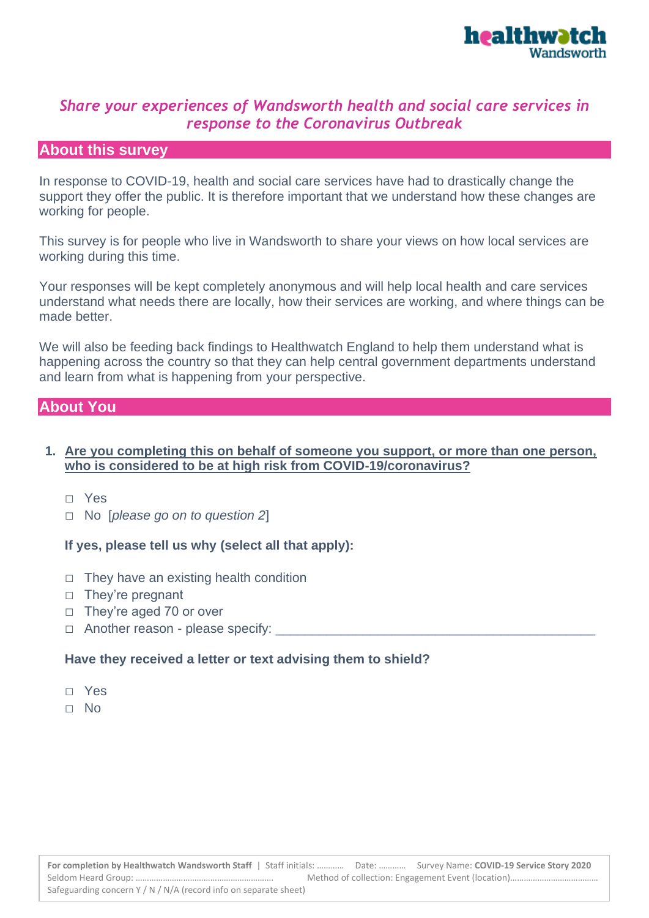# *Share your experiences of Wandsworth health and social care services in response to the Coronavirus Outbreak*

## About this survey

In response to COVID-19, health and social care services have had to drastically change the support they offer the public. It is therefore important that we understand how these changes are working for people.

This survey is for people who live in Wandsworth to share your views on how local services are working during this time.

Your responses will be kept completely anonymous and will help local health and care services understand what needs there are locally, how their services are working, and where things can be made better.

We will also be feeding back findings to Healthwatch England to help them understand what is happening across the country so that they can help central government departments understand and learn from what is happening from your perspective.

## About You

1. **Are you completing this on behalf of someone you support, or more than one person, who is considered to be at high risk from COVID-19/coronavirus?**

   - ☐ Yes
   - ☐ No [*please go on to question 2*]

   **If yes, please tell us why (select all that apply):**

   - ☐ They have an existing health condition
   - ☐ They're pregnant
   - ☐ They're aged 70 or over
   - ☐ Another reason - please specify: ___________________________________________

   **Have they received a letter or text advising them to shield?**

   - ☐ Yes
   - ☐ No

**For completion by Healthwatch Wandsworth Staff** | Staff initials: ………… Date: ………… Survey Name: **COVID-19 Service Story 2020**
Seldom Heard Group: …………………………………………………… Method of collection: Engagement Event (location)…………………………………
Safeguarding concern Y / N / N/A (record info on separate sheet)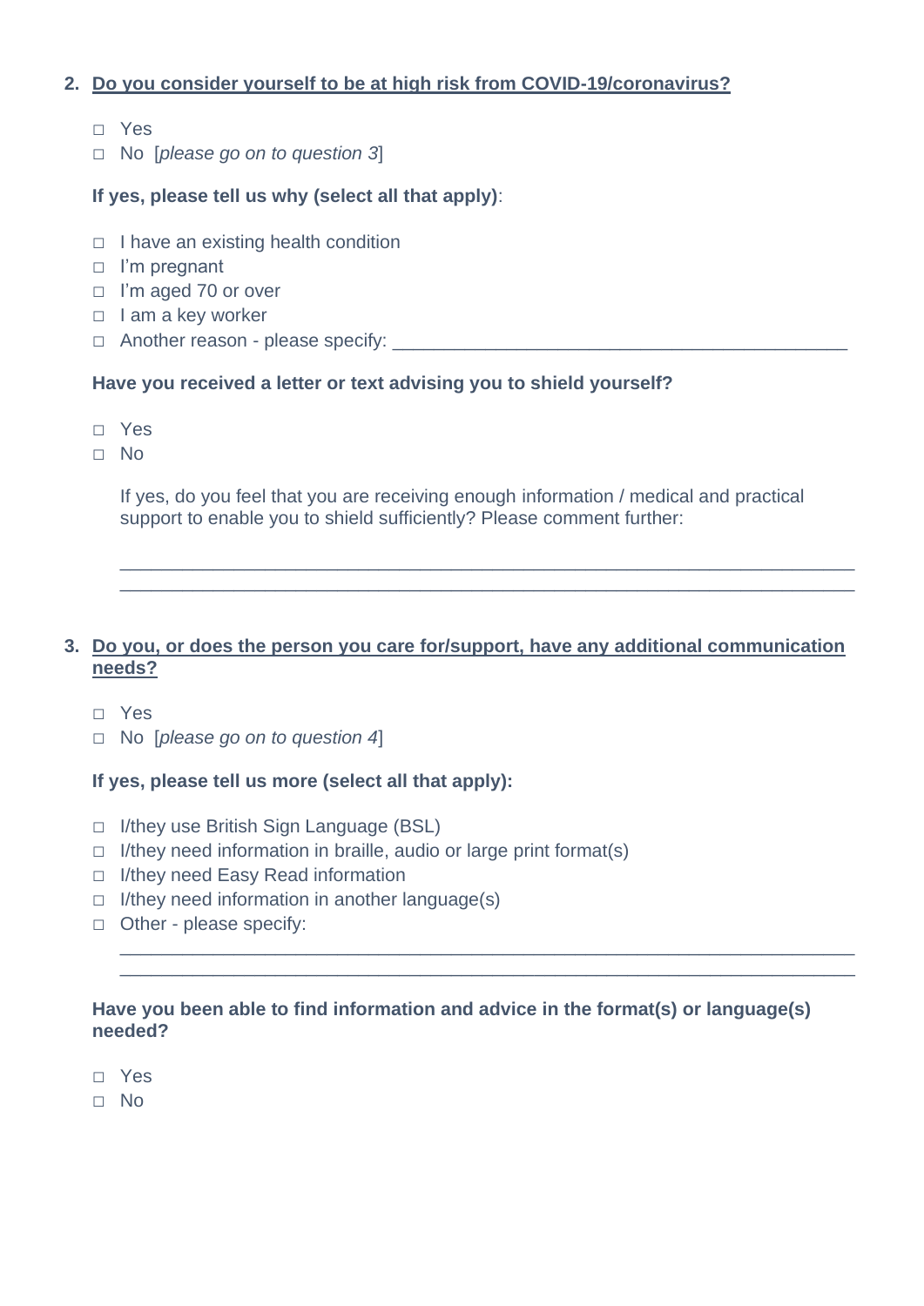2. **<u>Do you consider yourself to be at high risk from COVID-19/coronavirus?</u>**

   □ Yes
   □ No [*please go on to question 3*]

   **If yes, please tell us why (select all that apply)**:

   □ I have an existing health condition
   □ I'm pregnant
   □ I'm aged 70 or over
   □ I am a key worker
   □ Another reason - please specify: ______________________________________________

   **Have you received a letter or text advising you to shield yourself?**

   □ Yes
   □ No

   If yes, do you feel that you are receiving enough information / medical and practical support to enable you to shield sufficiently? Please comment further:

   ___________________________________________________________________________
   ___________________________________________________________________________

3. **<u>Do you, or does the person you care for/support, have any additional communication needs?</u>**

   □ Yes
   □ No [*please go on to question 4*]

   **If yes, please tell us more (select all that apply):**

   □ I/they use British Sign Language (BSL)
   □ I/they need information in braille, audio or large print format(s)
   □ I/they need Easy Read information
   □ I/they need information in another language(s)
   □ Other - please specify:

   ___________________________________________________________________________
   ___________________________________________________________________________

   **Have you been able to find information and advice in the format(s) or language(s) needed?**

   □ Yes
   □ No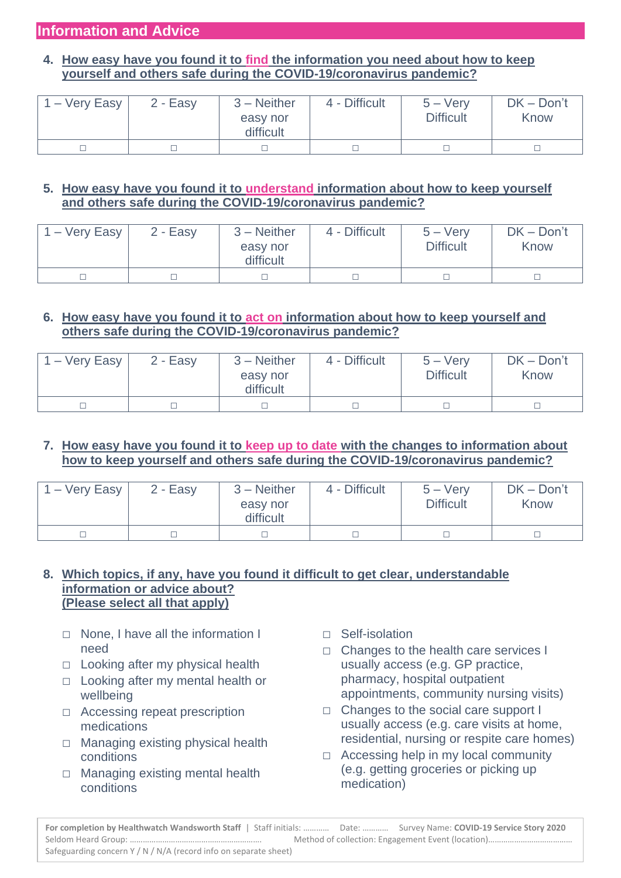## Information and Advice

4. **How easy have you found it to find the information you need about how to keep yourself and others safe during the COVID-19/coronavirus pandemic?**

| 1 – Very Easy | 2 - Easy | 3 – Neither easy nor difficult | 4 - Difficult | 5 – Very Difficult | DK – Don't Know |
|---|---|---|---|---|---|
| ☐ | ☐ | ☐ | ☐ | ☐ | ☐ |

5. **How easy have you found it to understand information about how to keep yourself and others safe during the COVID-19/coronavirus pandemic?**

| 1 – Very Easy | 2 - Easy | 3 – Neither easy nor difficult | 4 - Difficult | 5 – Very Difficult | DK – Don't Know |
|---|---|---|---|---|---|
| ☐ | ☐ | ☐ | ☐ | ☐ | ☐ |

6. **How easy have you found it to act on information about how to keep yourself and others safe during the COVID-19/coronavirus pandemic?**

| 1 – Very Easy | 2 - Easy | 3 – Neither easy nor difficult | 4 - Difficult | 5 – Very Difficult | DK – Don't Know |
|---|---|---|---|---|---|
| ☐ | ☐ | ☐ | ☐ | ☐ | ☐ |

7. **How easy have you found it to keep up to date with the changes to information about how to keep yourself and others safe during the COVID-19/coronavirus pandemic?**

| 1 – Very Easy | 2 - Easy | 3 – Neither easy nor difficult | 4 - Difficult | 5 – Very Difficult | DK – Don't Know |
|---|---|---|---|---|---|
| ☐ | ☐ | ☐ | ☐ | ☐ | ☐ |

8. **Which topics, if any, have you found it difficult to get clear, understandable information or advice about?**
   **(Please select all that apply)**

- ☐ None, I have all the information I need
- ☐ Looking after my physical health
- ☐ Looking after my mental health or wellbeing
- ☐ Accessing repeat prescription medications
- ☐ Managing existing physical health conditions
- ☐ Managing existing mental health conditions
- ☐ Self-isolation
- ☐ Changes to the health care services I usually access (e.g. GP practice, pharmacy, hospital outpatient appointments, community nursing visits)
- ☐ Changes to the social care support I usually access (e.g. care visits at home, residential, nursing or respite care homes)
- ☐ Accessing help in my local community (e.g. getting groceries or picking up medication)

**For completion by Healthwatch Wandsworth Staff** | Staff initials: ………… Date: ………… Survey Name: **COVID-19 Service Story 2020**
Seldom Heard Group: …………………………………………………… Method of collection: Engagement Event (location)…………………………………
Safeguarding concern Y / N / N/A (record info on separate sheet)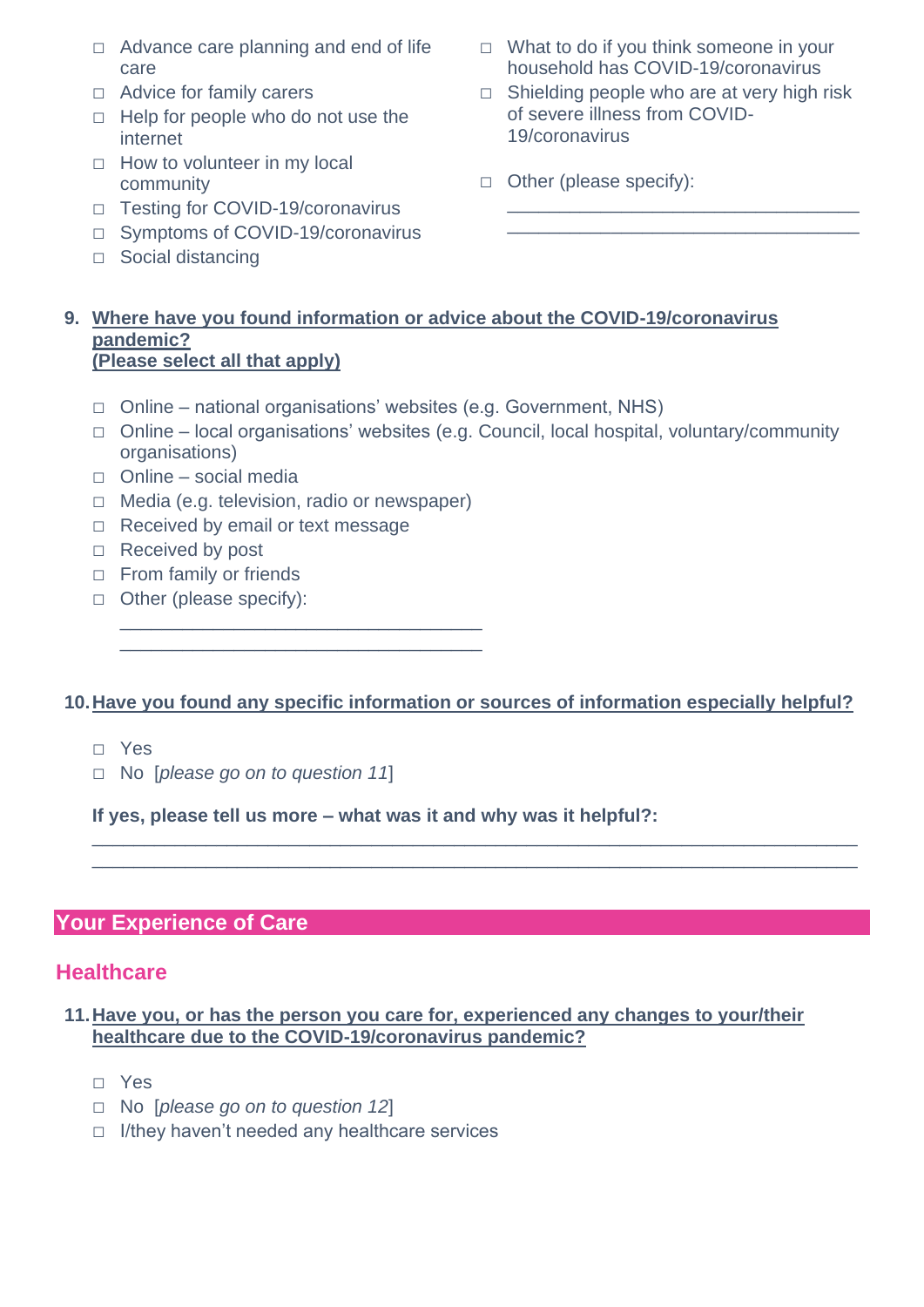- ☐ Advance care planning and end of life care
- ☐ Advice for family carers
- ☐ Help for people who do not use the internet
- ☐ How to volunteer in my local community
- ☐ Testing for COVID-19/coronavirus
- ☐ Symptoms of COVID-19/coronavirus
- ☐ Social distancing
- ☐ What to do if you think someone in your household has COVID-19/coronavirus
- ☐ Shielding people who are at very high risk of severe illness from COVID-19/coronavirus
- ☐ Other (please specify):

____________________________________
____________________________________

**9. <u>Where have you found information or advice about the COVID-19/coronavirus pandemic?</u>**
**<u>(Please select all that apply)</u>**

- ☐ Online – national organisations' websites (e.g. Government, NHS)
- ☐ Online – local organisations' websites (e.g. Council, local hospital, voluntary/community organisations)
- ☐ Online – social media
- ☐ Media (e.g. television, radio or newspaper)
- ☐ Received by email or text message
- ☐ Received by post
- ☐ From family or friends
- ☐ Other (please specify):

____________________________________
____________________________________

**10. <u>Have you found any specific information or sources of information especially helpful?</u>**

- ☐ Yes
- ☐ No [*please go on to question 11*]

**If yes, please tell us more – what was it and why was it helpful?:**

______________________________________________________________________
______________________________________________________________________

## Your Experience of Care

### Healthcare

**11. <u>Have you, or has the person you care for, experienced any changes to your/their healthcare due to the COVID-19/coronavirus pandemic?</u>**

- ☐ Yes
- ☐ No [*please go on to question 12*]
- ☐ I/they haven't needed any healthcare services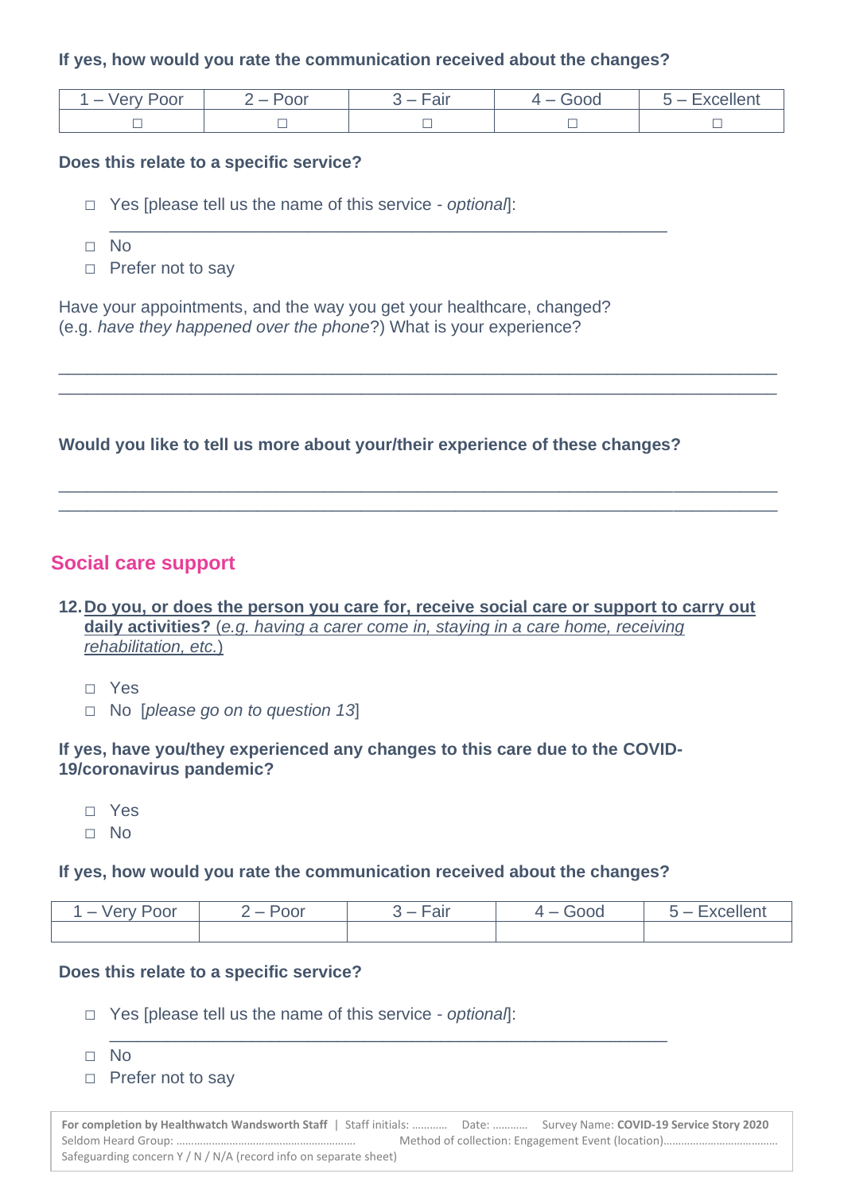**If yes, how would you rate the communication received about the changes?**

| 1 – Very Poor | 2 – Poor | 3 – Fair | 4 – Good | 5 – Excellent |
|---|---|---|---|---|
| □ | □ | □ | □ | □ |

**Does this relate to a specific service?**

- □ Yes [please tell us the name of this service - *optional*]: ___________________________________________
- □ No
- □ Prefer not to say

Have your appointments, and the way you get your healthcare, changed? (e.g. *have they happened over the phone*?) What is your experience?

_______________________________________________________________________________
_______________________________________________________________________________

**Would you like to tell us more about your/their experience of these changes?**

_______________________________________________________________________________
_______________________________________________________________________________

## Social care support

12. **Do you, or does the person you care for, receive social care or support to carry out daily activities?** (*e.g. having a carer come in, staying in a care home, receiving rehabilitation, etc.*)

- □ Yes
- □ No [*please go on to question 13*]

**If yes, have you/they experienced any changes to this care due to the COVID-19/coronavirus pandemic?**

- □ Yes
- □ No

**If yes, how would you rate the communication received about the changes?**

| 1 – Very Poor | 2 – Poor | 3 – Fair | 4 – Good | 5 – Excellent |
|---|---|---|---|---|
| | | | | |

**Does this relate to a specific service?**

- □ Yes [please tell us the name of this service - *optional*]: ___________________________________________
- □ No
- □ Prefer not to say

**For completion by Healthwatch Wandsworth Staff** | Staff initials: ………… Date: ………… Survey Name: **COVID-19 Service Story 2020**
Seldom Heard Group: ………………………………………………… Method of collection: Engagement Event (location)…………………………………
Safeguarding concern Y / N / N/A (record info on separate sheet)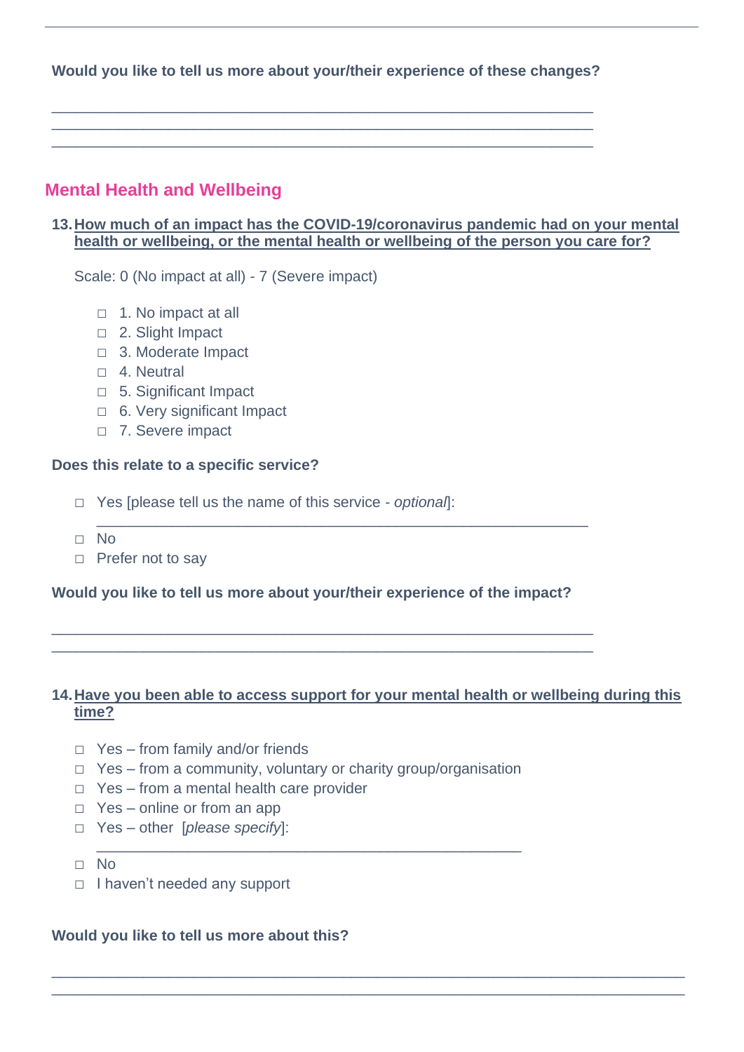**Would you like to tell us more about your/their experience of these changes?**

\_\_\_\_\_\_\_\_\_\_\_\_\_\_\_\_\_\_\_\_\_\_\_\_\_\_\_\_\_\_\_\_\_\_\_\_\_\_\_\_\_\_\_\_\_\_\_\_\_\_\_\_\_\_\_\_\_\_\_\_\_\_\_\_
\_\_\_\_\_\_\_\_\_\_\_\_\_\_\_\_\_\_\_\_\_\_\_\_\_\_\_\_\_\_\_\_\_\_\_\_\_\_\_\_\_\_\_\_\_\_\_\_\_\_\_\_\_\_\_\_\_\_\_\_\_\_\_\_
\_\_\_\_\_\_\_\_\_\_\_\_\_\_\_\_\_\_\_\_\_\_\_\_\_\_\_\_\_\_\_\_\_\_\_\_\_\_\_\_\_\_\_\_\_\_\_\_\_\_\_\_\_\_\_\_\_\_\_\_\_\_\_\_

## Mental Health and Wellbeing

**13. How much of an impact has the COVID-19/coronavirus pandemic had on your mental health or wellbeing, or the mental health or wellbeing of the person you care for?**

Scale: 0 (No impact at all) - 7 (Severe impact)

- ◻ 1. No impact at all
- ◻ 2. Slight Impact
- ◻ 3. Moderate Impact
- ◻ 4. Neutral
- ◻ 5. Significant Impact
- ◻ 6. Very significant Impact
- ◻ 7. Severe impact

**Does this relate to a specific service?**

- ◻ Yes [please tell us the name of this service - *optional*]: \_\_\_\_\_\_\_\_\_\_\_\_\_\_\_\_\_\_\_\_\_\_\_\_\_\_\_\_\_\_\_\_\_\_\_\_\_\_\_\_\_\_\_\_\_\_\_\_\_\_\_\_\_\_\_\_
- ◻ No
- ◻ Prefer not to say

**Would you like to tell us more about your/their experience of the impact?**

\_\_\_\_\_\_\_\_\_\_\_\_\_\_\_\_\_\_\_\_\_\_\_\_\_\_\_\_\_\_\_\_\_\_\_\_\_\_\_\_\_\_\_\_\_\_\_\_\_\_\_\_\_\_\_\_\_\_\_\_\_\_\_\_
\_\_\_\_\_\_\_\_\_\_\_\_\_\_\_\_\_\_\_\_\_\_\_\_\_\_\_\_\_\_\_\_\_\_\_\_\_\_\_\_\_\_\_\_\_\_\_\_\_\_\_\_\_\_\_\_\_\_\_\_\_\_\_\_

**14. Have you been able to access support for your mental health or wellbeing during this time?**

- ◻ Yes – from family and/or friends
- ◻ Yes – from a community, voluntary or charity group/organisation
- ◻ Yes – from a mental health care provider
- ◻ Yes – online or from an app
- ◻ Yes – other [*please specify*]: \_\_\_\_\_\_\_\_\_\_\_\_\_\_\_\_\_\_\_\_\_\_\_\_\_\_\_\_\_\_\_\_\_\_\_\_\_\_\_\_\_\_\_\_\_\_\_\_
- ◻ No
- ◻ I haven't needed any support

**Would you like to tell us more about this?**

\_\_\_\_\_\_\_\_\_\_\_\_\_\_\_\_\_\_\_\_\_\_\_\_\_\_\_\_\_\_\_\_\_\_\_\_\_\_\_\_\_\_\_\_\_\_\_\_\_\_\_\_\_\_\_\_\_\_\_\_\_\_\_\_\_\_\_\_\_\_\_\_\_\_
\_\_\_\_\_\_\_\_\_\_\_\_\_\_\_\_\_\_\_\_\_\_\_\_\_\_\_\_\_\_\_\_\_\_\_\_\_\_\_\_\_\_\_\_\_\_\_\_\_\_\_\_\_\_\_\_\_\_\_\_\_\_\_\_\_\_\_\_\_\_\_\_\_\_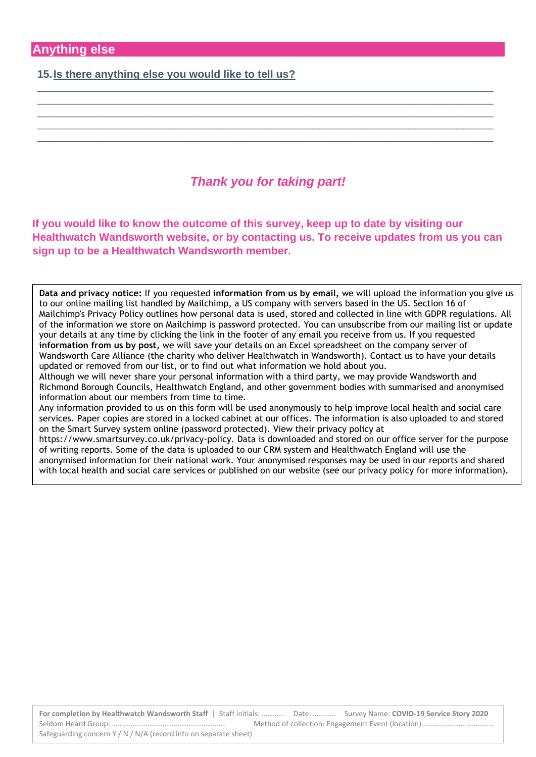## Anything else

**15. Is there anything else you would like to tell us?**

\_\_\_\_\_\_\_\_\_\_\_\_\_\_\_\_\_\_\_\_\_\_\_\_\_\_\_\_\_\_\_\_\_\_\_\_\_\_\_\_\_\_\_\_\_\_\_\_\_\_\_\_\_\_\_\_\_\_\_\_\_\_\_\_\_\_\_\_\_\_\_\_\_\_\_\_\_\_
\_\_\_\_\_\_\_\_\_\_\_\_\_\_\_\_\_\_\_\_\_\_\_\_\_\_\_\_\_\_\_\_\_\_\_\_\_\_\_\_\_\_\_\_\_\_\_\_\_\_\_\_\_\_\_\_\_\_\_\_\_\_\_\_\_\_\_\_\_\_\_\_\_\_\_\_\_\_
\_\_\_\_\_\_\_\_\_\_\_\_\_\_\_\_\_\_\_\_\_\_\_\_\_\_\_\_\_\_\_\_\_\_\_\_\_\_\_\_\_\_\_\_\_\_\_\_\_\_\_\_\_\_\_\_\_\_\_\_\_\_\_\_\_\_\_\_\_\_\_\_\_\_\_\_\_\_
\_\_\_\_\_\_\_\_\_\_\_\_\_\_\_\_\_\_\_\_\_\_\_\_\_\_\_\_\_\_\_\_\_\_\_\_\_\_\_\_\_\_\_\_\_\_\_\_\_\_\_\_\_\_\_\_\_\_\_\_\_\_\_\_\_\_\_\_\_\_\_\_\_\_\_\_\_\_
\_\_\_\_\_\_\_\_\_\_\_\_\_\_\_\_\_\_\_\_\_\_\_\_\_\_\_\_\_\_\_\_\_\_\_\_\_\_\_\_\_\_\_\_\_\_\_\_\_\_\_\_\_\_\_\_\_\_\_\_\_\_\_\_\_\_\_\_\_\_\_\_\_\_\_\_\_\_

***Thank you for taking part!***

**If you would like to know the outcome of this survey, keep up to date by visiting our Healthwatch Wandsworth website, or by contacting us. To receive updates from us you can sign up to be a Healthwatch Wandsworth member.**

**Data and privacy notice:** If you requested **information from us by email,** we will upload the information you give us to our online mailing list handled by Mailchimp, a US company with servers based in the US. Section 16 of Mailchimp's Privacy Policy outlines how personal data is used, stored and collected in line with GDPR regulations. All of the information we store on Mailchimp is password protected. You can unsubscribe from our mailing list or update your details at any time by clicking the link in the footer of any email you receive from us. If you requested **information from us by post**, we will save your details on an Excel spreadsheet on the company server of Wandsworth Care Alliance (the charity who deliver Healthwatch in Wandsworth). Contact us to have your details updated or removed from our list, or to find out what information we hold about you.
Although we will never share your personal information with a third party, we may provide Wandsworth and Richmond Borough Councils, Healthwatch England, and other government bodies with summarised and anonymised information about our members from time to time.
Any information provided to us on this form will be used anonymously to help improve local health and social care services. Paper copies are stored in a locked cabinet at our offices. The information is also uploaded to and stored on the Smart Survey system online (password protected). View their privacy policy at https://www.smartsurvey.co.uk/privacy-policy. Data is downloaded and stored on our office server for the purpose of writing reports. Some of the data is uploaded to our CRM system and Healthwatch England will use the anonymised information for their national work. Your anonymised responses may be used in our reports and shared with local health and social care services or published on our website (see our privacy policy for more information).

**For completion by Healthwatch Wandsworth Staff** | Staff initials: ………… Date: ………… Survey Name: **COVID-19 Service Story 2020**
Seldom Heard Group: …………………………………………………… Method of collection: Engagement Event (location)…………………………………
Safeguarding concern Y / N / N/A (record info on separate sheet)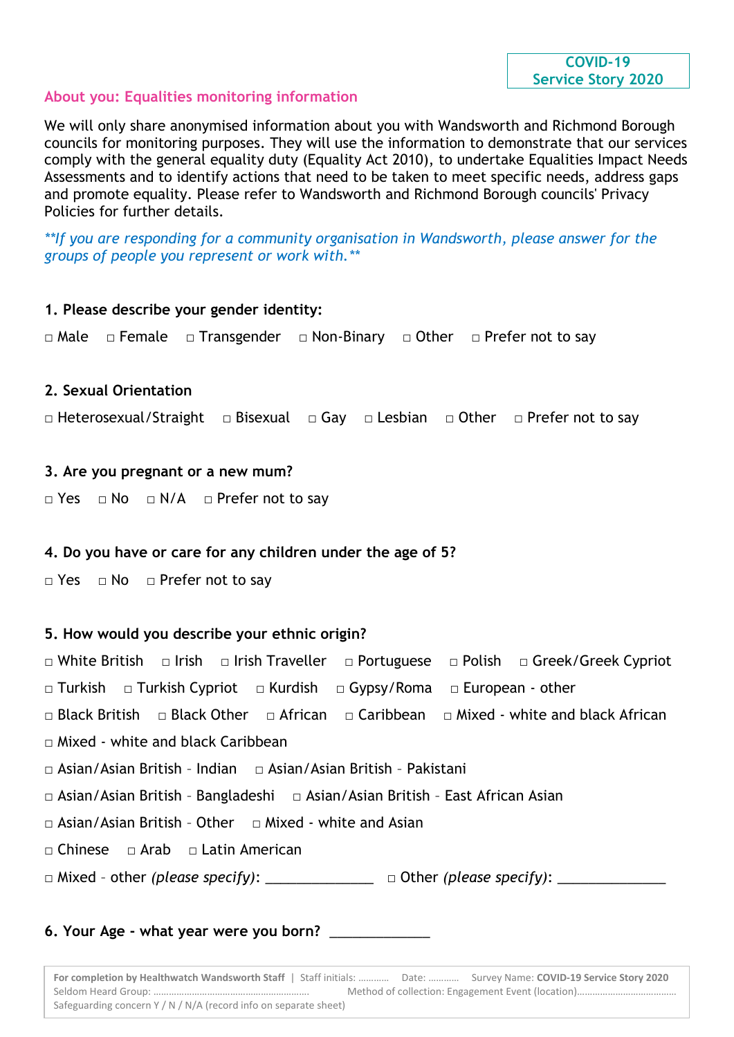**COVID-19 Service Story 2020**

## About you: Equalities monitoring information

We will only share anonymised information about you with Wandsworth and Richmond Borough councils for monitoring purposes. They will use the information to demonstrate that our services comply with the general equality duty (Equality Act 2010), to undertake Equalities Impact Needs Assessments and to identify actions that need to be taken to meet specific needs, address gaps and promote equality. Please refer to Wandsworth and Richmond Borough councils' Privacy Policies for further details.

*\*\*If you are responding for a community organisation in Wandsworth, please answer for the groups of people you represent or work with.\*\**

**1. Please describe your gender identity:**

□ Male □ Female □ Transgender □ Non-Binary □ Other □ Prefer not to say

**2. Sexual Orientation**

□ Heterosexual/Straight □ Bisexual □ Gay □ Lesbian □ Other □ Prefer not to say

**3. Are you pregnant or a new mum?**

□ Yes □ No □ N/A □ Prefer not to say

**4. Do you have or care for any children under the age of 5?**

□ Yes □ No □ Prefer not to say

**5. How would you describe your ethnic origin?**

□ White British □ Irish □ Irish Traveller □ Portuguese □ Polish □ Greek/Greek Cypriot

□ Turkish □ Turkish Cypriot □ Kurdish □ Gypsy/Roma □ European - other

□ Black British □ Black Other □ African □ Caribbean □ Mixed - white and black African

□ Mixed - white and black Caribbean

□ Asian/Asian British - Indian □ Asian/Asian British - Pakistani

□ Asian/Asian British - Bangladeshi □ Asian/Asian British - East African Asian

□ Asian/Asian British - Other □ Mixed - white and Asian

□ Chinese □ Arab □ Latin American

□ Mixed - other *(please specify)*: ______________ □ Other *(please specify)*: ______________

**6. Your Age - what year were you born?** ____________

**For completion by Healthwatch Wandsworth Staff** | Staff initials: ………… Date: ………… Survey Name: **COVID-19 Service Story 2020**
Seldom Heard Group: ……………………………………………………… Method of collection: Engagement Event (location)…………………………………
Safeguarding concern Y / N / N/A (record info on separate sheet)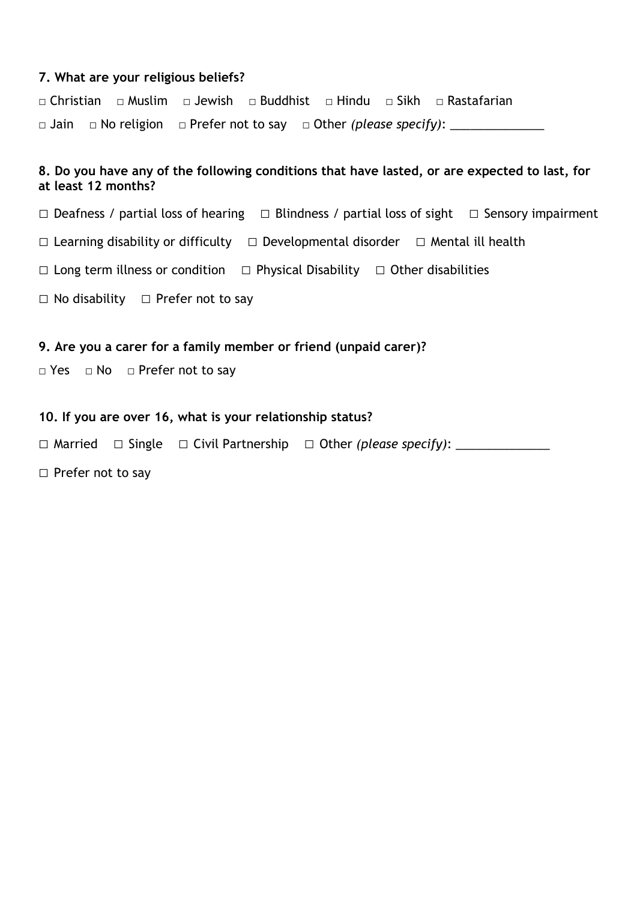**7. What are your religious beliefs?**

□ Christian □ Muslim □ Jewish □ Buddhist □ Hindu □ Sikh □ Rastafarian

□ Jain □ No religion □ Prefer not to say □ Other *(please specify)*: ______________

**8. Do you have any of the following conditions that have lasted, or are expected to last, for at least 12 months?**

□ Deafness / partial loss of hearing □ Blindness / partial loss of sight □ Sensory impairment

□ Learning disability or difficulty □ Developmental disorder □ Mental ill health

□ Long term illness or condition □ Physical Disability □ Other disabilities

□ No disability □ Prefer not to say

**9. Are you a carer for a family member or friend (unpaid carer)?**

□ Yes □ No □ Prefer not to say

**10. If you are over 16, what is your relationship status?**

□ Married □ Single □ Civil Partnership □ Other *(please specify)*: ______________

□ Prefer not to say